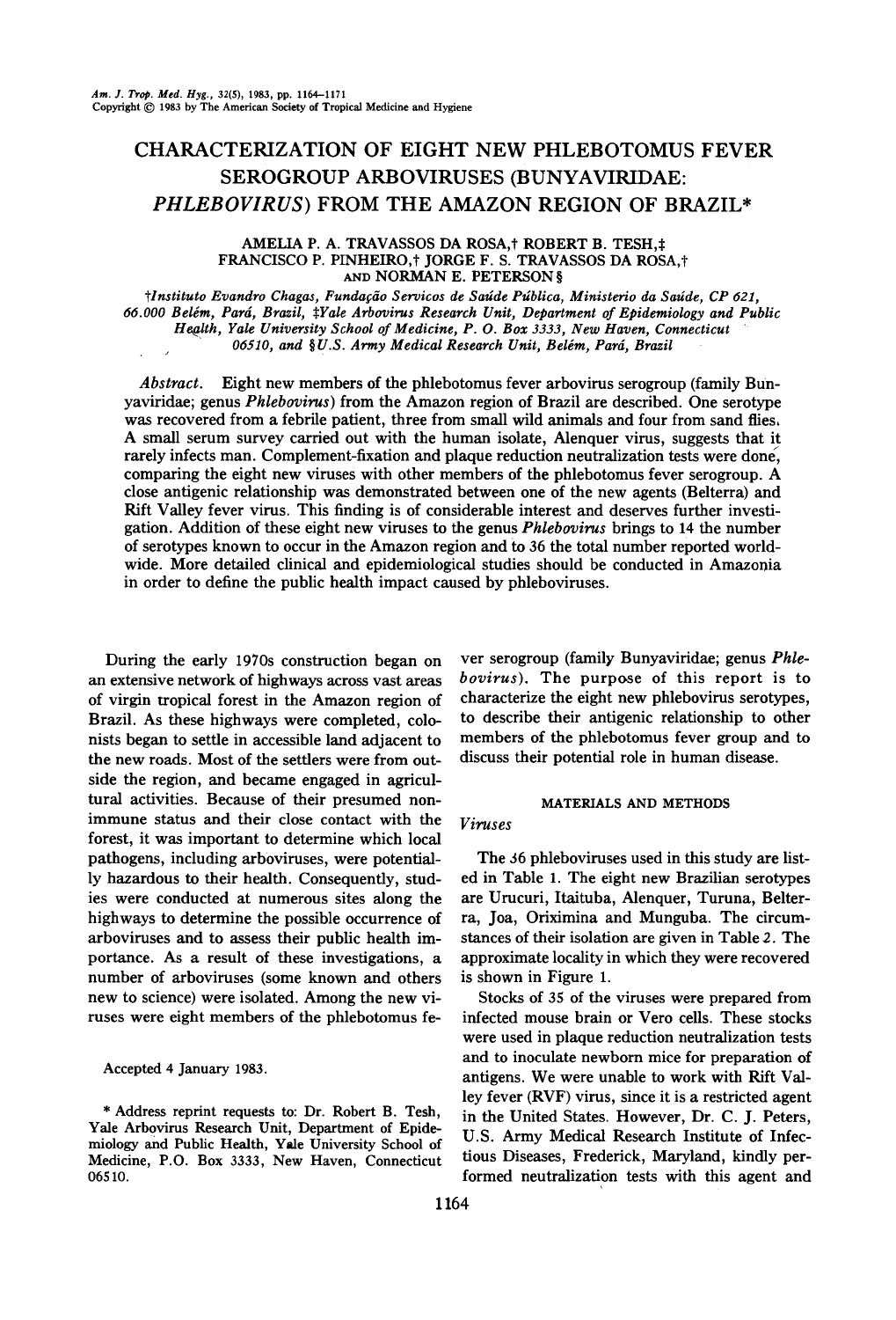# CHARACTERIZATION OF EIGHT NEW PHLEBOTOMUS FEVER SEROGROUP ARBOVIRUSES (BUNYAVIRIDAE: *PHLEBOVIRUS*) FROM THE AMAZON REGION OF BRAZIL*

AMELIA P. A. TRAVASSOS DA ROSA,† ROBERT B. TESH,‡ FRANCISCO P. PINHEIRO,† JORGE F. S. TRAVASSOS DA ROSA,† AND NORMAN E. PETERSON§

†*Instituto Evandro Chagas, Fundação Servicos de Saúde Pública, Ministerio da Saúde, CP 621, 66.000 Belém, Pará, Brazil,* ‡*Yale Arbovirus Research Unit, Department of Epidemiology and Public Health, Yale University School of Medicine, P. O. Box 3333, New Haven, Connecticut 06510, and* §*U.S. Army Medical Research Unit, Belém, Pará, Brazil*

*Abstract.* Eight new members of the phlebotomus fever arbovirus serogroup (family Bunyaviridae; genus *Phlebovirus*) from the Amazon region of Brazil are described. One serotype was recovered from a febrile patient, three from small wild animals and four from sand flies. A small serum survey carried out with the human isolate, Alenquer virus, suggests that it rarely infects man. Complement-fixation and plaque reduction neutralization tests were done, comparing the eight new viruses with other members of the phlebotomus fever serogroup. A close antigenic relationship was demonstrated between one of the new agents (Belterra) and Rift Valley fever virus. This finding is of considerable interest and deserves further investigation. Addition of these eight new viruses to the genus *Phlebovirus* brings to 14 the number of serotypes known to occur in the Amazon region and to 36 the total number reported worldwide. More detailed clinical and epidemiological studies should be conducted in Amazonia in order to define the public health impact caused by phleboviruses.

During the early 1970s construction began on an extensive network of highways across vast areas of virgin tropical forest in the Amazon region of Brazil. As these highways were completed, colonists began to settle in accessible land adjacent to the new roads. Most of the settlers were from outside the region, and became engaged in agricultural activities. Because of their presumed non-immune status and their close contact with the forest, it was important to determine which local pathogens, including arboviruses, were potentially hazardous to their health. Consequently, studies were conducted at numerous sites along the highways to determine the possible occurrence of arboviruses and to assess their public health importance. As a result of these investigations, a number of arboviruses (some known and others new to science) were isolated. Among the new viruses were eight members of the phlebotomus fever serogroup (family Bunyaviridae; genus *Phlebovirus*). The purpose of this report is to characterize the eight new phlebovirus serotypes, to describe their antigenic relationship to other members of the phlebotomus fever group and to discuss their potential role in human disease.

Accepted 4 January 1983.

\* Address reprint requests to: Dr. Robert B. Tesh, Yale Arbovirus Research Unit, Department of Epidemiology and Public Health, Yale University School of Medicine, P.O. Box 3333, New Haven, Connecticut 06510.

## MATERIALS AND METHODS

### *Viruses*

The 36 phleboviruses used in this study are listed in Table 1. The eight new Brazilian serotypes are Urucuri, Itaituba, Alenquer, Turuna, Belterra, Joa, Oriximina and Munguba. The circumstances of their isolation are given in Table 2. The approximate locality in which they were recovered is shown in Figure 1.

Stocks of 35 of the viruses were prepared from infected mouse brain or Vero cells. These stocks were used in plaque reduction neutralization tests and to inoculate newborn mice for preparation of antigens. We were unable to work with Rift Valley fever (RVF) virus, since it is a restricted agent in the United States. However, Dr. C. J. Peters, U.S. Army Medical Research Institute of Infectious Diseases, Frederick, Maryland, kindly performed neutralization tests with this agent and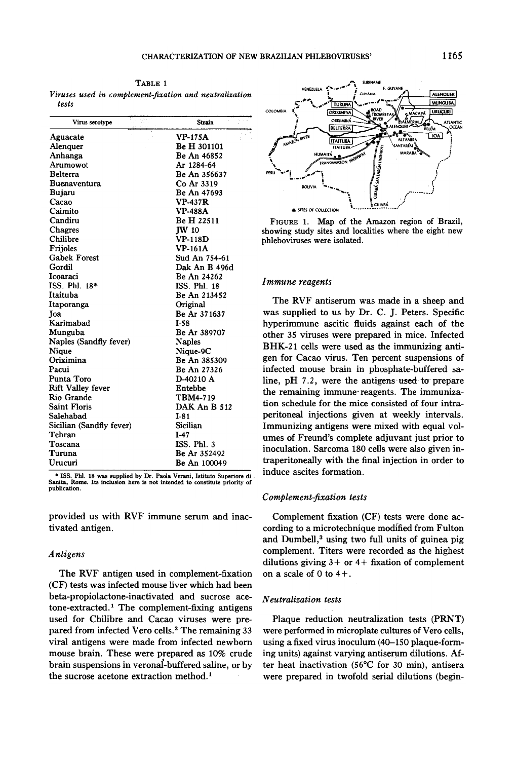**TABLE 1**

*Viruses used in complement-fixation and neutralization tests*

| Virus serotype | Strain |
|---|---|
| Aguacate | VP-175A |
| Alenquer | Be H 301101 |
| Anhanga | Be An 46852 |
| Arumowot | Ar 1284-64 |
| Belterra | Be An 356637 |
| Buenaventura | Co Ar 3319 |
| Bujaru | Be An 47693 |
| Cacao | VP-437R |
| Caimito | VP-488A |
| Candiru | Be H 22511 |
| Chagres | JW 10 |
| Chilibre | VP-118D |
| Frijoles | VP-161A |
| Gabek Forest | Sud An 754-61 |
| Gordil | Dak An B 496d |
| Icoaraci | Be An 24262 |
| ISS. Phl. 18* | ISS. Phl. 18 |
| Itaituba | Be An 213452 |
| Itaporanga | Original |
| Joa | Be Ar 371637 |
| Karimabad | I-58 |
| Munguba | Be Ar 389707 |
| Naples (Sandfly fever) | Naples |
| Nique | Nique-9C |
| Oriximina | Be An 385309 |
| Pacui | Be An 27326 |
| Punta Toro | D-40210 A |
| Rift Valley fever | Entebbe |
| Rio Grande | TBM4-719 |
| Saint Floris | DAK An B 512 |
| Salehabad | I-81 |
| Sicilian (Sandfly fever) | Sicilian |
| Tehran | I-47 |
| Toscana | ISS. Phl. 3 |
| Turuna | Be Ar 352492 |
| Urucuri | Be An 100049 |

\* ISS. Phl. 18 was supplied by Dr. Paola Verani, Istituto Superiore di Sanita, Rome. Its inclusion here is not intended to constitute priority of publication.

provided us with RVF immune serum and inactivated antigen.

### *Antigens*

The RVF antigen used in complement-fixation (CF) tests was infected mouse liver which had been beta-propiolactone-inactivated and sucrose acetone-extracted.[1] The complement-fixing antigens used for Chilibre and Cacao viruses were prepared from infected Vero cells.[2] The remaining 33 viral antigens were made from infected newborn mouse brain. These were prepared as 10% crude brain suspensions in veronal-buffered saline, or by the sucrose acetone extraction method.[1]

FIGURE 1. Map of the Amazon region of Brazil, showing study sites and localities where the eight new phleboviruses were isolated.

### *Immune reagents*

The RVF antiserum was made in a sheep and was supplied to us by Dr. C. J. Peters. Specific hyperimmune ascitic fluids against each of the other 35 viruses were prepared in mice. Infected BHK-21 cells were used as the immunizing antigen for Cacao virus. Ten percent suspensions of infected mouse brain in phosphate-buffered saline, pH 7.2, were the antigens used to prepare the remaining immune reagents. The immunization schedule for the mice consisted of four intraperitoneal injections given at weekly intervals. Immunizing antigens were mixed with equal volumes of Freund's complete adjuvant just prior to inoculation. Sarcoma 180 cells were also given intraperitoneally with the final injection in order to induce ascites formation.

### *Complement-fixation tests*

Complement fixation (CF) tests were done according to a microtechnique modified from Fulton and Dumbell,[3] using two full units of guinea pig complement. Titers were recorded as the highest dilutions giving 3+ or 4+ fixation of complement on a scale of 0 to 4+.

### *Neutralization tests*

Plaque reduction neutralization tests (PRNT) were performed in microplate cultures of Vero cells, using a fixed virus inoculum (40–150 plaque-forming units) against varying antiserum dilutions. After heat inactivation (56°C for 30 min), antisera were prepared in twofold serial dilutions (begin-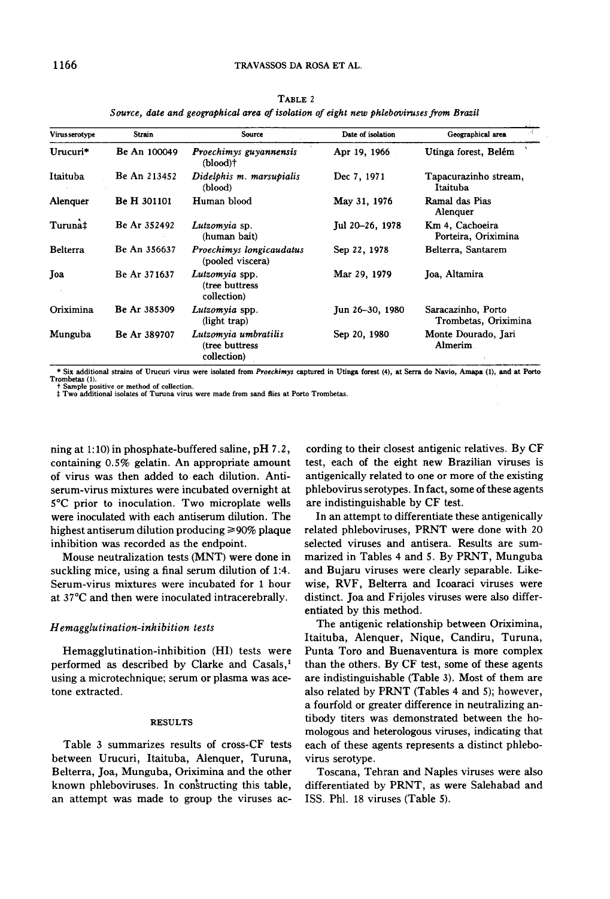TABLE 2

*Source, date and geographical area of isolation of eight new phleboviruses from Brazil*

| Virus serotype | Strain | Source | Date of isolation | Geographical area |
|---|---|---|---|---|
| Urucuri* | Be An 100049 | *Proechimys guyannensis* (blood)† | Apr 19, 1966 | Utinga forest, Belém |
| Itaituba | Be An 213452 | *Didelphis m. marsupialis* (blood) | Dec 7, 1971 | Tapacurazinho stream, Itaituba |
| Alenquer | Be H 301101 | Human blood | May 31, 1976 | Ramal das Pias Alenquer |
| Turuna‡ | Be Ar 352492 | *Lutzomyia* sp. (human bait) | Jul 20–26, 1978 | Km 4, Cachoeira Porteira, Oriximina |
| Belterra | Be An 356637 | *Proechimys longicaudatus* (pooled viscera) | Sep 22, 1978 | Belterra, Santarem |
| Joa | Be Ar 371637 | *Lutzomyia* spp. (tree buttress collection) | Mar 29, 1979 | Joa, Altamira |
| Oriximina | Be Ar 385309 | *Lutzomyia* spp. (light trap) | Jun 26–30, 1980 | Saracazinho, Porto Trombetas, Oriximina |
| Munguba | Be Ar 389707 | *Lutzomyia umbratilis* (tree buttress collection) | Sep 20, 1980 | Monte Dourado, Jari Almerim |

\* Six additional strains of Urucuri virus were isolated from *Proechimys* captured in Utinga forest (4), at Serra do Navio, Amapa (1), and at Porto Trombetas (1).
† Sample positive or method of collection.
‡ Two additional isolates of Turuna virus were made from sand flies at Porto Trombetas.

ning at 1:10) in phosphate-buffered saline, pH 7.2, containing 0.5% gelatin. An appropriate amount of virus was then added to each dilution. Antiserum-virus mixtures were incubated overnight at 5°C prior to inoculation. Two microplate wells were inoculated with each antiserum dilution. The highest antiserum dilution producing ≥90% plaque inhibition was recorded as the endpoint.

Mouse neutralization tests (MNT) were done in suckling mice, using a final serum dilution of 1:4. Serum-virus mixtures were incubated for 1 hour at 37°C and then were inoculated intracerebrally.

### *Hemagglutination-inhibition tests*

Hemagglutination-inhibition (HI) tests were performed as described by Clarke and Casals,[1] using a microtechnique; serum or plasma was acetone extracted.

## RESULTS

Table 3 summarizes results of cross-CF tests between Urucuri, Itaituba, Alenquer, Turuna, Belterra, Joa, Munguba, Oriximina and the other known phleboviruses. In constructing this table, an attempt was made to group the viruses according to their closest antigenic relatives. By CF test, each of the eight new Brazilian viruses is antigenically related to one or more of the existing phlebovirus serotypes. In fact, some of these agents are indistinguishable by CF test.

In an attempt to differentiate these antigenically related phleboviruses, PRNT were done with 20 selected viruses and antisera. Results are summarized in Tables 4 and 5. By PRNT, Munguba and Bujaru viruses were clearly separable. Likewise, RVF, Belterra and Icoaraci viruses were distinct. Joa and Frijoles viruses were also differentiated by this method.

The antigenic relationship between Oriximina, Itaituba, Alenquer, Nique, Candiru, Turuna, Punta Toro and Buenaventura is more complex than the others. By CF test, some of these agents are indistinguishable (Table 3). Most of them are also related by PRNT (Tables 4 and 5); however, a fourfold or greater difference in neutralizing antibody titers was demonstrated between the homologous and heterologous viruses, indicating that each of these agents represents a distinct phlebovirus serotype.

Toscana, Tehran and Naples viruses were also differentiated by PRNT, as were Salehabad and ISS. Phl. 18 viruses (Table 5).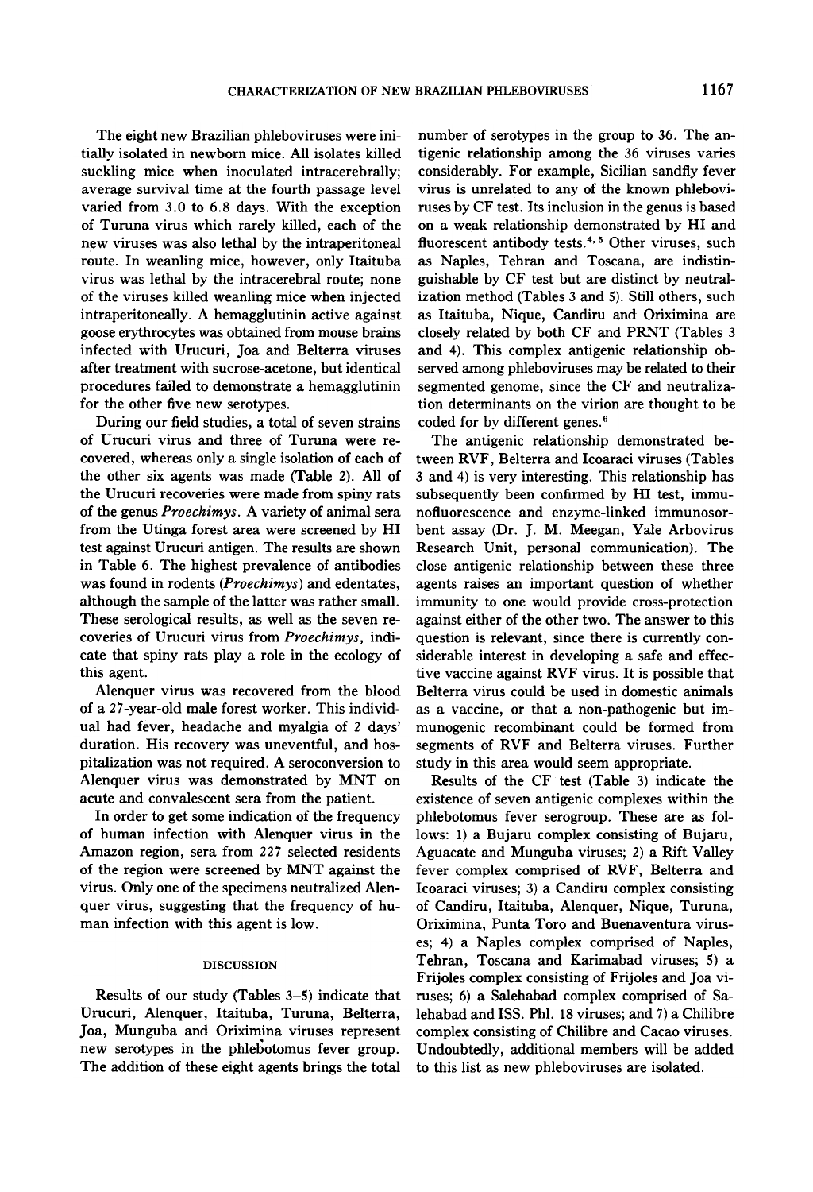The eight new Brazilian phleboviruses were initially isolated in newborn mice. All isolates killed suckling mice when inoculated intracerebrally; average survival time at the fourth passage level varied from 3.0 to 6.8 days. With the exception of Turuna virus which rarely killed, each of the new viruses was also lethal by the intraperitoneal route. In weanling mice, however, only Itaituba virus was lethal by the intracerebral route; none of the viruses killed weanling mice when injected intraperitoneally. A hemagglutinin active against goose erythrocytes was obtained from mouse brains infected with Urucuri, Joa and Belterra viruses after treatment with sucrose-acetone, but identical procedures failed to demonstrate a hemagglutinin for the other five new serotypes.

During our field studies, a total of seven strains of Urucuri virus and three of Turuna were recovered, whereas only a single isolation of each of the other six agents was made (Table 2). All of the Urucuri recoveries were made from spiny rats of the genus *Proechimys*. A variety of animal sera from the Utinga forest area were screened by HI test against Urucuri antigen. The results are shown in Table 6. The highest prevalence of antibodies was found in rodents (*Proechimys*) and edentates, although the sample of the latter was rather small. These serological results, as well as the seven recoveries of Urucuri virus from *Proechimys*, indicate that spiny rats play a role in the ecology of this agent.

Alenquer virus was recovered from the blood of a 27-year-old male forest worker. This individual had fever, headache and myalgia of 2 days' duration. His recovery was uneventful, and hospitalization was not required. A seroconversion to Alenquer virus was demonstrated by MNT on acute and convalescent sera from the patient.

In order to get some indication of the frequency of human infection with Alenquer virus in the Amazon region, sera from 227 selected residents of the region were screened by MNT against the virus. Only one of the specimens neutralized Alenquer virus, suggesting that the frequency of human infection with this agent is low.

## DISCUSSION

Results of our study (Tables 3–5) indicate that Urucuri, Alenquer, Itaituba, Turuna, Belterra, Joa, Munguba and Oriximina viruses represent new serotypes in the phlebotomus fever group. The addition of these eight agents brings the total number of serotypes in the group to 36. The antigenic relationship among the 36 viruses varies considerably. For example, Sicilian sandfly fever virus is unrelated to any of the known phleboviruses by CF test. Its inclusion in the genus is based on a weak relationship demonstrated by HI and fluorescent antibody tests.[4,5] Other viruses, such as Naples, Tehran and Toscana, are indistinguishable by CF test but are distinct by neutralization method (Tables 3 and 5). Still others, such as Itaituba, Nique, Candiru and Oriximina are closely related by both CF and PRNT (Tables 3 and 4). This complex antigenic relationship observed among phleboviruses may be related to their segmented genome, since the CF and neutralization determinants on the virion are thought to be coded for by different genes.[6]

The antigenic relationship demonstrated between RVF, Belterra and Icoaraci viruses (Tables 3 and 4) is very interesting. This relationship has subsequently been confirmed by HI test, immunofluorescence and enzyme-linked immunosorbent assay (Dr. J. M. Meegan, Yale Arbovirus Research Unit, personal communication). The close antigenic relationship between these three agents raises an important question of whether immunity to one would provide cross-protection against either of the other two. The answer to this question is relevant, since there is currently considerable interest in developing a safe and effective vaccine against RVF virus. It is possible that Belterra virus could be used in domestic animals as a vaccine, or that a non-pathogenic but immunogenic recombinant could be formed from segments of RVF and Belterra viruses. Further study in this area would seem appropriate.

Results of the CF test (Table 3) indicate the existence of seven antigenic complexes within the phlebotomus fever serogroup. These are as follows: 1) a Bujaru complex consisting of Bujaru, Aguacate and Munguba viruses; 2) a Rift Valley fever complex comprised of RVF, Belterra and Icoaraci viruses; 3) a Candiru complex consisting of Candiru, Itaituba, Alenquer, Nique, Turuna, Oriximina, Punta Toro and Buenaventura viruses; 4) a Naples complex comprised of Naples, Tehran, Toscana and Karimabad viruses; 5) a Frijoles complex consisting of Frijoles and Joa viruses; 6) a Salehabad complex comprised of Salehabad and ISS. Phl. 18 viruses; and 7) a Chilibre complex consisting of Chilibre and Cacao viruses. Undoubtedly, additional members will be added to this list as new phleboviruses are isolated.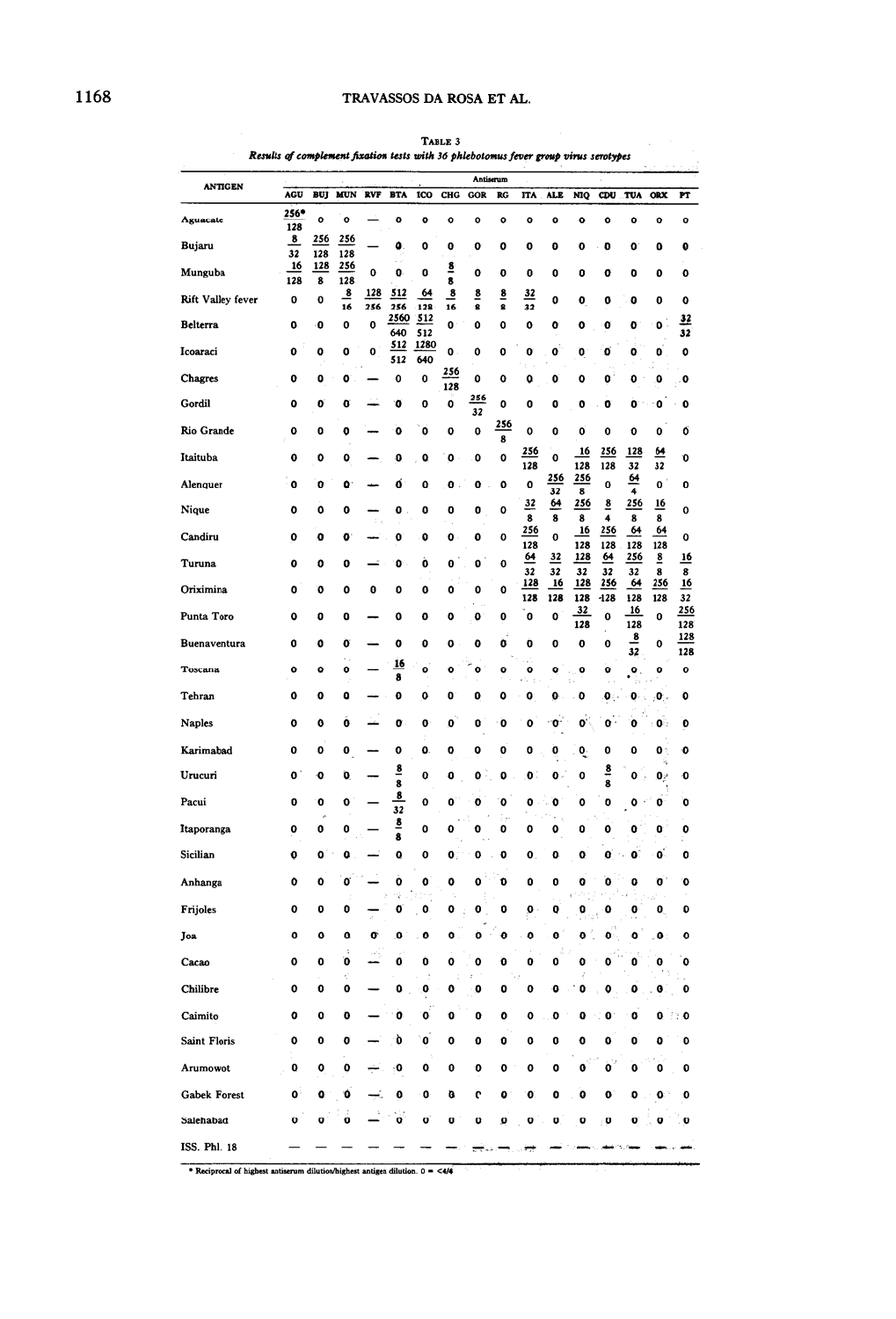TABLE 3

*Results of complement fixation tests with 36 phlebotomus fever group virus serotypes*

| ANTIGEN | Antiserum | | | | | | | | | | | | | | | |
|---|---|---|---|---|---|---|---|---|---|---|---|---|---|---|---|---|
| | AGU | BUJ | MUN | RVF | BTA | ICO | CHG | GOR | RG | ITA | ALE | NIQ | CDU | TUA | ORX | PT |
| Aguacate | 256*/128 | 0 | 0 | — | 0 | 0 | 0 | 0 | 0 | 0 | 0 | 0 | 0 | 0 | 0 | 0 |
| Bujaru | 8/32 | 256/128 | 256/128 | — | 0 | 0 | 0 | 0 | 0 | 0 | 0 | 0 | 0 | 0 | 0 | 0 |
| Munguba | 16/128 | 128/8 | 256/128 | 0 | 0 | 0 | 8/8 | 0 | 0 | 0 | 0 | 0 | 0 | 0 | 0 | 0 |
| Rift Valley fever | 0 | 0 | 8/16 | 128/256 | 512/256 | 64/128 | 8/16 | 8/8 | 8/8 | 32/32 | 0 | 0 | 0 | 0 | 0 | 0 |
| Belterra | 0 | 0 | 0 | 0 | 2560/640 | 512/512 | 0 | 0 | 0 | 0 | 0 | 0 | 0 | 0 | 0 | 32/32 |
| Icoaraci | 0 | 0 | 0 | 0 | 512/512 | 1280/640 | 0 | 0 | 0 | 0 | 0 | 0 | 0 | 0 | 0 | 0 |
| Chagres | 0 | 0 | 0 | — | 0 | 0 | 256/128 | 0 | 0 | 0 | 0 | 0 | 0 | 0 | 0 | 0 |
| Gordil | 0 | 0 | 0 | — | 0 | 0 | 0 | 256/32 | 0 | 0 | 0 | 0 | 0 | 0 | 0 | 0 |
| Rio Grande | 0 | 0 | 0 | — | 0 | 0 | 0 | 0 | 256/8 | 0 | 0 | 0 | 0 | 0 | 0 | 0 |
| Itaituba | 0 | 0 | 0 | — | 0 | 0 | 0 | 0 | 0 | 256/128 | 0 | 16/128 | 256/128 | 128/32 | 64/32 | 0 |
| Alenquer | 0 | 0 | 0 | — | 0 | 0 | 0 | 0 | 0 | 0 | 256/32 | 256/8 | 0 | 64/4 | 0 | 0 |
| Nique | 0 | 0 | 0 | — | 0 | 0 | 0 | 0 | 0 | 32/8 | 64/8 | 256/8 | 8/4 | 256/8 | 16/8 | 0 |
| Candiru | 0 | 0 | 0 | — | 0 | 0 | 0 | 0 | 0 | 256/128 | 0 | 16/128 | 256/128 | 64/128 | 64/128 | 0 |
| Turuna | 0 | 0 | 0 | — | 0 | 0 | 0 | 0 | 0 | 64/32 | 32/32 | 128/32 | 64/32 | 256/32 | 8/8 | 16/8 |
| Oriximina | 0 | 0 | 0 | 0 | 0 | 0 | 0 | 0 | 0 | 128/128 | 16/128 | 128/128 | 256/128 | 64/128 | 256/128 | 16/32 |
| Punta Toro | 0 | 0 | 0 | — | 0 | 0 | 0 | 0 | 0 | 0 | 0 | 32/128 | 0 | 16/128 | 0 | 256/128 |
| Buenaventura | 0 | 0 | 0 | — | 0 | 0 | 0 | 0 | 0 | 0 | 0 | 0 | 0 | 8/32 | 0 | 128/128 |
| Toscana | 0 | 0 | 0 | — | 16/8 | 0 | 0 | 0 | 0 | 0 | 0 | 0 | 0 | 0 | 0 | 0 |
| Tehran | 0 | 0 | 0 | — | 0 | 0 | 0 | 0 | 0 | 0 | 0 | 0 | 0 | 0 | 0 | 0 |
| Naples | 0 | 0 | 0 | — | 0 | 0 | 0 | 0 | 0 | 0 | 0 | 0 | 0 | 0 | 0 | 0 |
| Karimabad | 0 | 0 | 0 | — | 0 | 0 | 0 | 0 | 0 | 0 | 0 | 0 | 0 | 0 | 0 | 0 |
| Urucuri | 0 | 0 | 0 | — | 8/8 | 0 | 0 | 0 | 0 | 0 | 0 | 0 | 8/8 | 0 | 0 | 0 |
| Pacui | 0 | 0 | 0 | — | 8/32 | 0 | 0 | 0 | 0 | 0 | 0 | 0 | 0 | 0 | 0 | 0 |
| Itaporanga | 0 | 0 | 0 | — | 8/8 | 0 | 0 | 0 | 0 | 0 | 0 | 0 | 0 | 0 | 0 | 0 |
| Sicilian | 0 | 0 | 0 | — | 0 | 0 | 0 | 0 | 0 | 0 | 0 | 0 | 0 | 0 | 0 | 0 |
| Anhanga | 0 | 0 | 0 | — | 0 | 0 | 0 | 0 | 0 | 0 | 0 | 0 | 0 | 0 | 0 | 0 |
| Frijoles | 0 | 0 | 0 | — | 0 | 0 | 0 | 0 | 0 | 0 | 0 | 0 | 0 | 0 | 0 | 0 |
| Joa | 0 | 0 | 0 | 0 | 0 | 0 | 0 | 0 | 0 | 0 | 0 | 0 | 0 | 0 | 0 | 0 |
| Cacao | 0 | 0 | 0 | — | 0 | 0 | 0 | 0 | 0 | 0 | 0 | 0 | 0 | 0 | 0 | 0 |
| Chilibre | 0 | 0 | 0 | — | 0 | 0 | 0 | 0 | 0 | 0 | 0 | 0 | 0 | 0 | 0 | 0 |
| Caimito | 0 | 0 | 0 | — | 0 | 0 | 0 | 0 | 0 | 0 | 0 | 0 | 0 | 0 | 0 | 0 |
| Saint Floris | 0 | 0 | 0 | — | 0 | 0 | 0 | 0 | 0 | 0 | 0 | 0 | 0 | 0 | 0 | 0 |
| Arumowot | 0 | 0 | 0 | — | 0 | 0 | 0 | 0 | 0 | 0 | 0 | 0 | 0 | 0 | 0 | 0 |
| Gabek Forest | 0 | 0 | 0 | — | 0 | 0 | 0 | 0 | 0 | 0 | 0 | 0 | 0 | 0 | 0 | 0 |
| Salehabad | 0 | 0 | 0 | — | 0 | 0 | 0 | 0 | 0 | 0 | 0 | 0 | 0 | 0 | 0 | 0 |
| ISS. Phl. 18 | — | — | — | — | — | — | — | — | — | — | — | — | — | — | — | — |

\* Reciprocal of highest antiserum dilution/highest antigen dilution. 0 = <4/4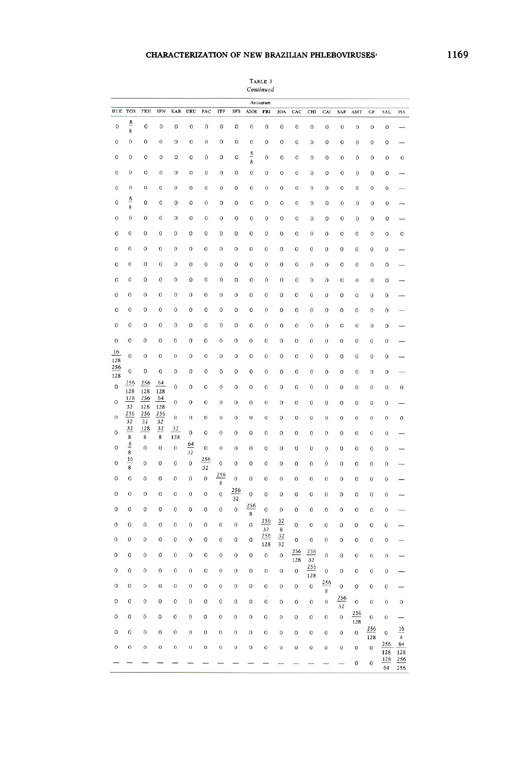TABLE 3
*Continued*

| Antiserum | | | | | | | | | | | | | | | | | | | |
|---|---|---|---|---|---|---|---|---|---|---|---|---|---|---|---|---|---|---|---|
| BUE | TOS | TEH | SFN | KAR | URU | PAC | ITP | SFS | ANH | FRI | JOA | CAC | CHI | CAI | SAF | AMT | GF | SAL | ISS |
| 0 | 8/8 | 0 | 0 | 0 | 0 | 0 | 0 | 0 | 0 | 0 | 0 | 0 | 0 | 0 | 0 | 0 | 0 | 0 | — |
| 0 | 0 | 0 | 0 | 0 | 0 | 0 | 0 | 0 | 0 | 0 | 0 | 0 | 0 | 0 | 0 | 0 | 0 | 0 | — |
| 0 | 0 | 0 | 0 | 0 | 0 | 0 | 0 | 0 | 8/8 | 0 | 0 | 0 | 0 | 0 | 0 | 0 | 0 | 0 | 0 |
| 0 | 0 | 0 | 0 | 0 | 0 | 0 | 0 | 0 | 0 | 0 | 0 | 0 | 0 | 0 | 0 | 0 | 0 | 0 | — |
| 0 | 0 | 0 | 0 | 0 | 0 | 0 | 0 | 0 | 0 | 0 | 0 | 0 | 0 | 0 | 0 | 0 | 0 | 0 | — |
| 0 | 8/8 | 0 | 0 | 0 | 0 | 0 | 0 | 0 | 0 | 0 | 0 | 0 | 0 | 0 | 0 | 0 | 0 | 0 | — |
| 0 | 0 | 0 | 0 | 0 | 0 | 0 | 0 | 0 | 0 | 0 | 0 | 0 | 0 | 0 | 0 | 0 | 0 | 0 | — |
| 0 | 0 | 0 | 0 | 0 | 0 | 0 | 0 | 0 | 0 | 0 | 0 | 0 | 0 | 0 | 0 | 0 | 0 | 0 | 0 |
| 0 | 0 | 0 | 0 | 0 | 0 | 0 | 0 | 0 | 0 | 0 | 0 | 0 | 0 | 0 | 0 | 0 | 0 | 0 | — |
| 0 | 0 | 0 | 0 | 0 | 0 | 0 | 0 | 0 | 0 | 0 | 0 | 0 | 0 | 0 | 0 | 0 | 0 | 0 | — |
| 0 | 0 | 0 | 0 | 0 | 0 | 0 | 0 | 0 | 0 | 0 | 0 | 0 | 0 | 0 | 0 | 0 | 0 | 0 | — |
| 0 | 0 | 0 | 0 | 0 | 0 | 0 | 0 | 0 | 0 | 0 | 0 | 0 | 0 | 0 | 0 | 0 | 0 | 0 | — |
| 0 | 0 | 0 | 0 | 0 | 0 | 0 | 0 | 0 | 0 | 0 | 0 | 0 | 0 | 0 | 0 | 0 | 0 | 0 | — |
| 0 | 0 | 0 | 0 | 0 | 0 | 0 | 0 | 0 | 0 | 0 | 0 | 0 | 0 | 0 | 0 | 0 | 0 | 0 | — |
| 0 | 0 | 0 | 0 | 0 | 0 | 0 | 0 | 0 | 0 | 0 | 0 | 0 | 0 | 0 | 0 | 0 | 0 | 0 | — |
| 16/128 | 0 | 0 | 0 | 0 | 0 | 0 | 0 | 0 | 0 | 0 | 0 | 0 | 0 | 0 | 0 | 0 | 0 | 0 | — |
| 256/128 | 0 | 0 | 0 | 0 | 0 | 0 | 0 | 0 | 0 | 0 | 0 | 0 | 0 | 0 | 0 | 0 | 0 | 0 | — |
| 0 | 256/128 | 256/128 | 64/128 | 0 | 0 | 0 | 0 | 0 | 0 | 0 | 0 | 0 | 0 | 0 | 0 | 0 | 0 | 0 | 0 |
| 0 | 128/32 | 256/128 | 64/128 | 0 | 0 | 0 | 0 | 0 | 0 | 0 | 0 | 0 | 0 | 0 | 0 | 0 | 0 | 0 | — |
| 0 | 256/32 | 256/32 | 256/32 | 0 | 0 | 0 | 0 | 0 | 0 | 0 | 0 | 0 | 0 | 0 | 0 | 0 | 0 | 0 | 0 |
| 0 | 32/8 | 128/8 | 32/8 | 32/128 | 0 | 0 | 0 | 0 | 0 | 0 | 0 | 0 | 0 | 0 | 0 | 0 | 0 | 0 | — |
| 0 | 8/8 | 0 | 0 | 0 | 64/32 | 0 | 0 | 0 | 0 | 0 | 0 | 0 | 0 | 0 | 0 | 0 | 0 | 0 | — |
| 0 | 16/8 | 0 | 0 | 0 | 0 | 256/32 | 0 | 0 | 0 | 0 | 0 | 0 | 0 | 0 | 0 | 0 | 0 | 0 | — |
| 0 | 0 | 0 | 0 | 0 | 0 | 0 | 256/8 | 0 | 0 | 0 | 0 | 0 | 0 | 0 | 0 | 0 | 0 | 0 | — |
| 0 | 0 | 0 | 0 | 0 | 0 | 0 | 0 | 256/32 | 0 | 0 | 0 | 0 | 0 | 0 | 0 | 0 | 0 | 0 | — |
| 0 | 0 | 0 | 0 | 0 | 0 | 0 | 0 | 0 | 256/8 | 0 | 0 | 0 | 0 | 0 | 0 | 0 | 0 | 0 | — |
| 0 | 0 | 0 | 0 | 0 | 0 | 0 | 0 | 0 | 0 | 256/32 | 32/8 | 0 | 0 | 0 | 0 | 0 | 0 | 0 | — |
| 0 | 0 | 0 | 0 | 0 | 0 | 0 | 0 | 0 | 0 | 256/128 | 32/32 | 0 | 0 | 0 | 0 | 0 | 0 | 0 | — |
| 0 | 0 | 0 | 0 | 0 | 0 | 0 | 0 | 0 | 0 | 0 | 0 | 256/128 | 256/32 | 0 | 0 | 0 | 0 | 0 | — |
| 0 | 0 | 0 | 0 | 0 | 0 | 0 | 0 | 0 | 0 | 0 | 0 | 0 | 256/128 | 0 | 0 | 0 | 0 | 0 | — |
| 0 | 0 | 0 | 0 | 0 | 0 | 0 | 0 | 0 | 0 | 0 | 0 | 0 | 0 | 256/8 | 0 | 0 | 0 | 0 | — |
| 0 | 0 | 0 | 0 | 0 | 0 | 0 | 0 | 0 | 0 | 0 | 0 | 0 | 0 | 0 | 256/32 | 0 | 0 | 0 | 0 |
| 0 | 0 | 0 | 0 | 0 | 0 | 0 | 0 | 0 | 0 | 0 | 0 | 0 | 0 | 0 | 0 | 256/128 | 0 | 0 | — |
| 0 | 0 | 0 | 0 | 0 | 0 | 0 | 0 | 0 | 0 | 0 | 0 | 0 | 0 | 0 | 0 | 0 | 256/128 | 0 | 16/4 |
| 0 | 0 | 0 | 0 | 0 | 0 | 0 | 0 | 0 | 0 | 0 | 0 | 0 | 0 | 0 | 0 | 0 | 0 | 256/128 | 64/128 |
| — | — | — | — | — | — | — | — | — | — | — | — | — | — | — | — | 0 | 0 | 128/64 | 256/256 |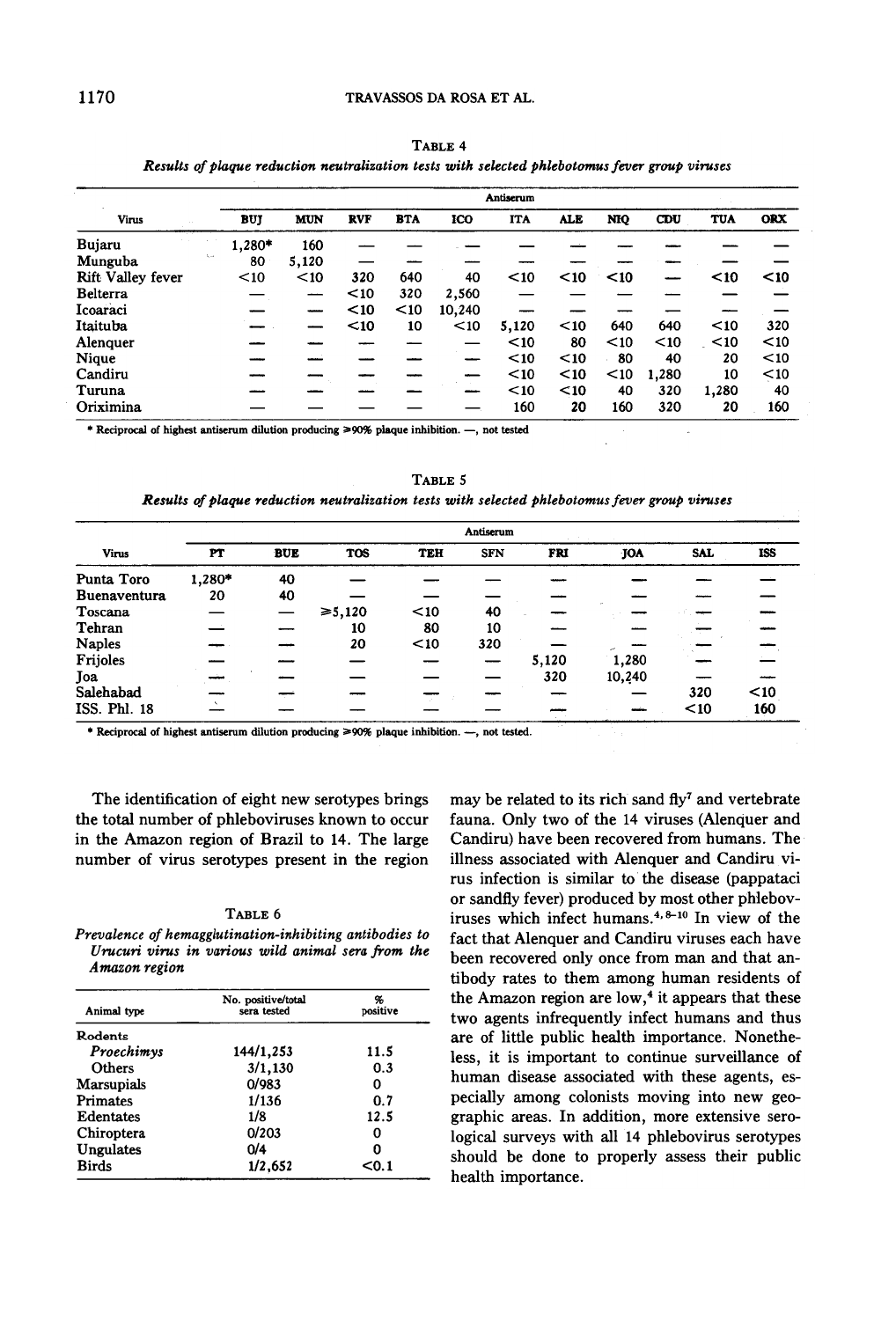TABLE 4

*Results of plaque reduction neutralization tests with selected phlebotomus fever group viruses*

| Virus | Antiserum | | | | | | | | | | |
|---|---|---|---|---|---|---|---|---|---|---|---|
| | BUJ | MUN | RVF | BTA | ICO | ITA | ALE | NIQ | CDU | TUA | ORX |
| Bujaru | 1,280* | 160 | — | — | — | — | — | — | — | — | — |
| Munguba | 80 | 5,120 | — | — | — | — | — | — | — | — | — |
| Rift Valley fever | <10 | <10 | 320 | 640 | 40 | <10 | <10 | <10 | — | <10 | <10 |
| Belterra | — | — | <10 | 320 | 2,560 | — | — | — | — | — | — |
| Icoaraci | — | — | <10 | <10 | 10,240 | — | — | — | — | — | — |
| Itaituba | — | — | <10 | 10 | <10 | 5,120 | <10 | 640 | 640 | <10 | 320 |
| Alenquer | — | — | — | — | — | <10 | 80 | <10 | <10 | <10 | <10 |
| Nique | — | — | — | — | — | <10 | <10 | 80 | 40 | 20 | <10 |
| Candiru | — | — | — | — | — | <10 | <10 | <10 | 1,280 | 10 | <10 |
| Turuna | — | — | — | — | — | <10 | <10 | 40 | 320 | 1,280 | 40 |
| Oriximina | — | — | — | — | — | 160 | 20 | 160 | 320 | 20 | 160 |

\* Reciprocal of highest antiserum dilution producing ≥90% plaque inhibition. —, not tested

TABLE 5

*Results of plaque reduction neutralization tests with selected phlebotomus fever group viruses*

| Virus | Antiserum | | | | | | | | |
|---|---|---|---|---|---|---|---|---|---|
| | PT | BUE | TOS | TEH | SFN | FRI | JOA | SAL | ISS |
| Punta Toro | 1,280* | 40 | — | — | — | — | — | — | — |
| Buenaventura | 20 | 40 | — | — | — | — | — | — | — |
| Toscana | — | — | ≥5,120 | <10 | 40 | — | — | — | — |
| Tehran | — | — | 10 | 80 | 10 | — | — | — | — |
| Naples | — | — | 20 | <10 | 320 | — | — | — | — |
| Frijoles | — | — | — | — | — | 5,120 | 1,280 | — | — |
| Joa | — | — | — | — | — | 320 | 10,240 | — | — |
| Salehabad | — | — | — | — | — | — | — | 320 | <10 |
| ISS. Phl. 18 | — | — | — | — | — | — | — | <10 | 160 |

\* Reciprocal of highest antiserum dilution producing ≥90% plaque inhibition. —, not tested.

The identification of eight new serotypes brings the total number of phleboviruses known to occur in the Amazon region of Brazil to 14. The large number of virus serotypes present in the region may be related to its rich sand fly[7] and vertebrate fauna. Only two of the 14 viruses (Alenquer and Candiru) have been recovered from humans. The illness associated with Alenquer and Candiru virus infection is similar to the disease (pappataci or sandfly fever) produced by most other phleboviruses which infect humans.[4,8-10] In view of the fact that Alenquer and Candiru viruses each have been recovered only once from man and that antibody rates to them among human residents of the Amazon region are low,[4] it appears that these two agents infrequently infect humans and thus are of little public health importance. Nonetheless, it is important to continue surveillance of human disease associated with these agents, especially among colonists moving into new geographic areas. In addition, more extensive serological surveys with all 14 phlebovirus serotypes should be done to properly assess their public health importance.

TABLE 6

*Prevalence of hemagglutination-inhibiting antibodies to Urucuri virus in various wild animal sera from the Amazon region*

| Animal type | No. positive/total sera tested | % positive |
|---|---|---|
| Rodents | | |
| *Proechimys* | 144/1,253 | 11.5 |
| Others | 3/1,130 | 0.3 |
| Marsupials | 0/983 | 0 |
| Primates | 1/136 | 0.7 |
| Edentates | 1/8 | 12.5 |
| Chiroptera | 0/203 | 0 |
| Ungulates | 0/4 | 0 |
| Birds | 1/2,652 | <0.1 |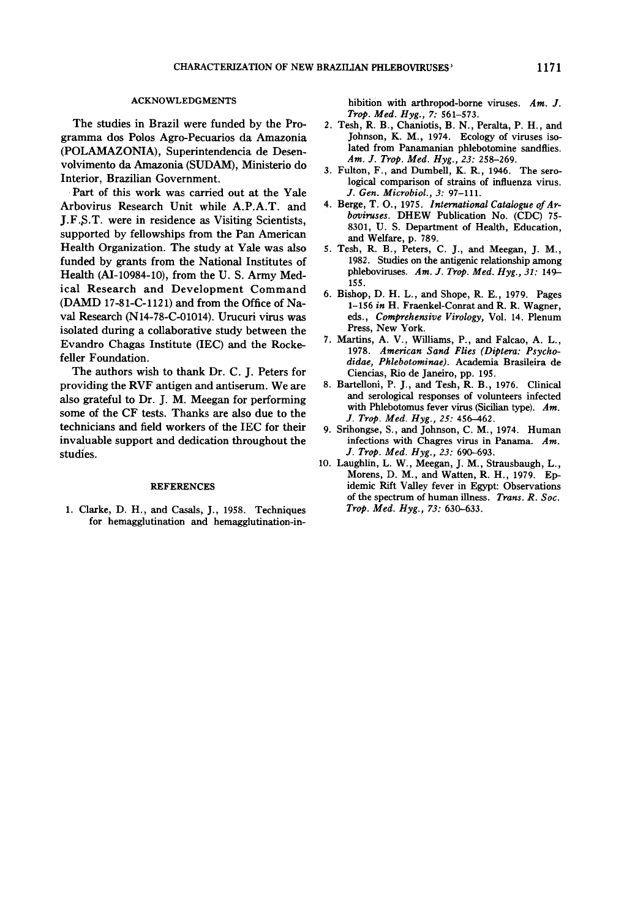## ACKNOWLEDGMENTS

The studies in Brazil were funded by the Programma dos Polos Agro-Pecuarios da Amazonia (POLAMAZONIA), Superintendencia de Desenvolvimento da Amazonia (SUDAM), Ministerio do Interior, Brazilian Government.

Part of this work was carried out at the Yale Arbovirus Research Unit while A.P.A.T. and J.F.S.T. were in residence as Visiting Scientists, supported by fellowships from the Pan American Health Organization. The study at Yale was also funded by grants from the National Institutes of Health (AI-10984-10), from the U. S. Army Medical Research and Development Command (DAMD 17-81-C-1121) and from the Office of Naval Research (N14-78-C-01014). Urucuri virus was isolated during a collaborative study between the Evandro Chagas Institute (IEC) and the Rockefeller Foundation.

The authors wish to thank Dr. C. J. Peters for providing the RVF antigen and antiserum. We are also grateful to Dr. J. M. Meegan for performing some of the CF tests. Thanks are also due to the technicians and field workers of the IEC for their invaluable support and dedication throughout the studies.

## REFERENCES

1. Clarke, D. H., and Casals, J., 1958. Techniques for hemagglutination and hemagglutination-inhibition with arthropod-borne viruses. *Am. J. Trop. Med. Hyg., 7:* 561–573.
2. Tesh, R. B., Chaniotis, B. N., Peralta, P. H., and Johnson, K. M., 1974. Ecology of viruses isolated from Panamanian phlebotomine sandflies. *Am. J. Trop. Med. Hyg., 23:* 258–269.
3. Fulton, F., and Dumbell, K. R., 1946. The serological comparison of strains of influenza virus. *J. Gen. Microbiol., 3:* 97–111.
4. Berge, T. O., 1975. *International Catalogue of Arboviruses.* DHEW Publication No. (CDC) 75-8301, U. S. Department of Health, Education, and Welfare, p. 789.
5. Tesh, R. B., Peters, C. J., and Meegan, J. M., 1982. Studies on the antigenic relationship among phleboviruses. *Am. J. Trop. Med. Hyg., 31:* 149–155.
6. Bishop, D. H. L., and Shope, R. E., 1979. Pages 1–156 *in* H. Fraenkel-Conrat and R. R. Wagner, eds., *Comprehensive Virology,* Vol. 14. Plenum Press, New York.
7. Martins, A. V., Williams, P., and Falcao, A. L., 1978. *American Sand Flies (Diptera: Psychodidae, Phlebotominae).* Academia Brasileira de Ciencias, Rio de Janeiro, pp. 195.
8. Bartelloni, P. J., and Tesh, R. B., 1976. Clinical and serological responses of volunteers infected with Phlebotomus fever virus (Sicilian type). *Am. J. Trop. Med. Hyg., 25:* 456–462.
9. Srihongse, S., and Johnson, C. M., 1974. Human infections with Chagres virus in Panama. *Am. J. Trop. Med. Hyg., 23:* 690–693.
10. Laughlin, L. W., Meegan, J. M., Strausbaugh, L., Morens, D. M., and Watten, R. H., 1979. Epidemic Rift Valley fever in Egypt: Observations of the spectrum of human illness. *Trans. R. Soc. Trop. Med. Hyg., 73:* 630–633.